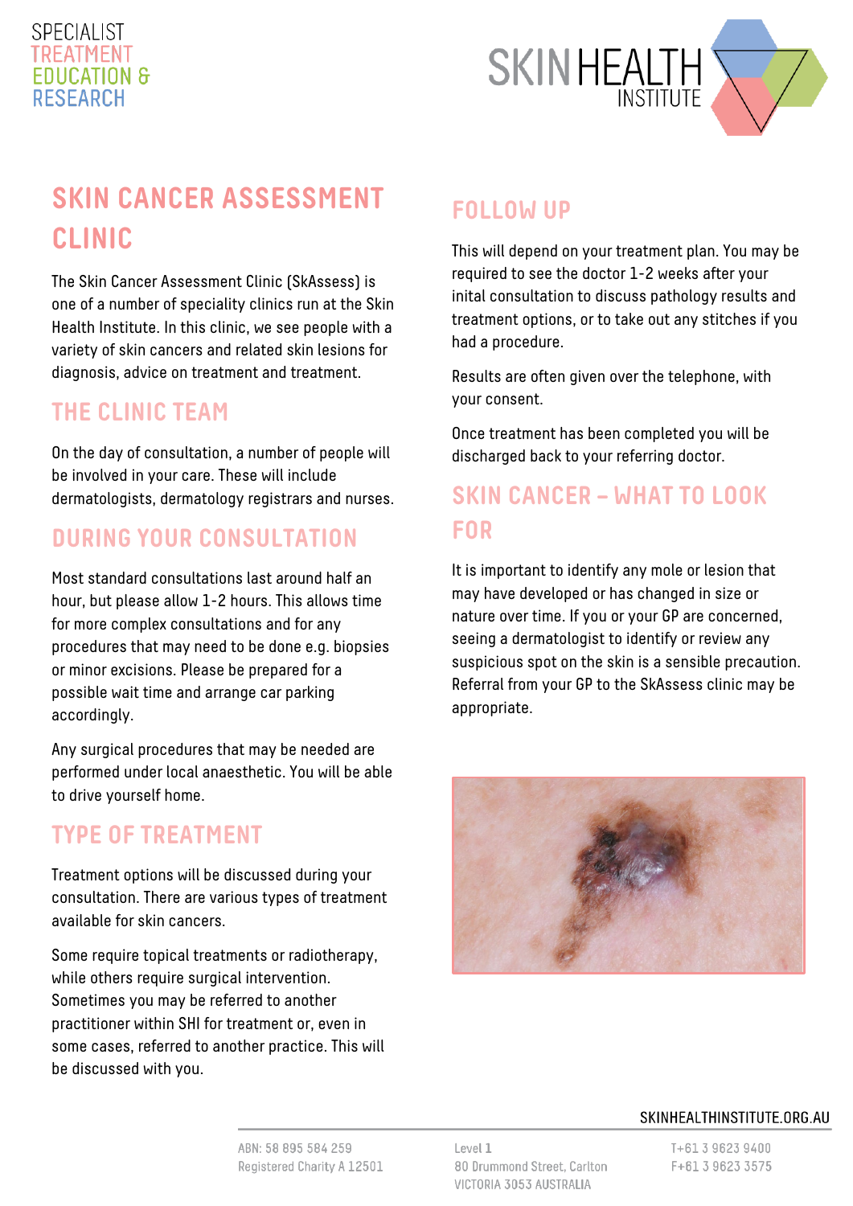SPECIALIST TREATMENT EDUCATION & RESEARCH

SKIN HEALTH INSTITUTE

# SKIN CANCER ASSESSMENT CLINIC

The Skin Cancer Assessment Clinic (SkAssess) is one of a number of speciality clinics run at the Skin Health Institute. In this clinic, we see people with a variety of skin cancers and related skin lesions for diagnosis, advice on treatment and treatment.

## THE CLINIC TEAM

On the day of consultation, a number of people will be involved in your care. These will include dermatologists, dermatology registrars and nurses.

## DURING YOUR CONSULTATION

Most standard consultations last around half an hour, but please allow 1-2 hours. This allows time for more complex consultations and for any procedures that may need to be done e.g. biopsies or minor excisions. Please be prepared for a possible wait time and arrange car parking accordingly.

Any surgical procedures that may be needed are performed under local anaesthetic. You will be able to drive yourself home.

## TYPE OF TREATMENT

Treatment options will be discussed during your consultation. There are various types of treatment available for skin cancers.

Some require topical treatments or radiotherapy, while others require surgical intervention. Sometimes you may be referred to another practitioner within SHI for treatment or, even in some cases, referred to another practice. This will be discussed with you.

## FOLLOW UP

This will depend on your treatment plan. You may be required to see the doctor 1-2 weeks after your inital consultation to discuss pathology results and treatment options, or to take out any stitches if you had a procedure.

Results are often given over the telephone, with your consent.

Once treatment has been completed you will be discharged back to your referring doctor.

## SKIN CANCER – WHAT TO LOOK FOR

It is important to identify any mole or lesion that may have developed or has changed in size or nature over time. If you or your GP are concerned, seeing a dermatologist to identify or review any suspicious spot on the skin is a sensible precaution. Referral from your GP to the SkAssess clinic may be appropriate.

SKINHEALTHINSTITUTE.ORG.AU

ABN: 58 895 584 259
Registered Charity A 12501

Level 1
80 Drummond Street, Carlton
VICTORIA 3053 AUSTRALIA

T+61 3 9623 9400
F+61 3 9623 3575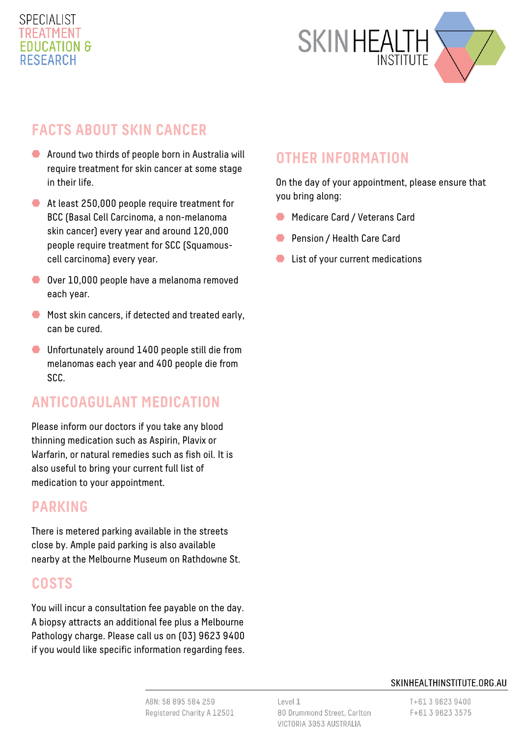SPECIALIST TREATMENT EDUCATION & RESEARCH

SKIN HEALTH INSTITUTE

## FACTS ABOUT SKIN CANCER

- Around two thirds of people born in Australia will require treatment for skin cancer at some stage in their life.
- At least 250,000 people require treatment for BCC (Basal Cell Carcinoma, a non-melanoma skin cancer) every year and around 120,000 people require treatment for SCC (Squamous-cell carcinoma) every year.
- Over 10,000 people have a melanoma removed each year.
- Most skin cancers, if detected and treated early, can be cured.
- Unfortunately around 1400 people still die from melanomas each year and 400 people die from SCC.

## ANTICOAGULANT MEDICATION

Please inform our doctors if you take any blood thinning medication such as Aspirin, Plavix or Warfarin, or natural remedies such as fish oil. It is also useful to bring your current full list of medication to your appointment.

## PARKING

There is metered parking available in the streets close by. Ample paid parking is also available nearby at the Melbourne Museum on Rathdowne St.

## COSTS

You will incur a consultation fee payable on the day. A biopsy attracts an additional fee plus a Melbourne Pathology charge. Please call us on (03) 9623 9400 if you would like specific information regarding fees.

## OTHER INFORMATION

On the day of your appointment, please ensure that you bring along:

- Medicare Card / Veterans Card
- Pension / Health Care Card
- List of your current medications

SKINHEALTHINSTITUTE.ORG.AU

ABN: 58 895 584 259
Registered Charity A 12501

Level 1
80 Drummond Street, Carlton
VICTORIA 3053 AUSTRALIA

T+61 3 9623 9400
F+61 3 9623 3575